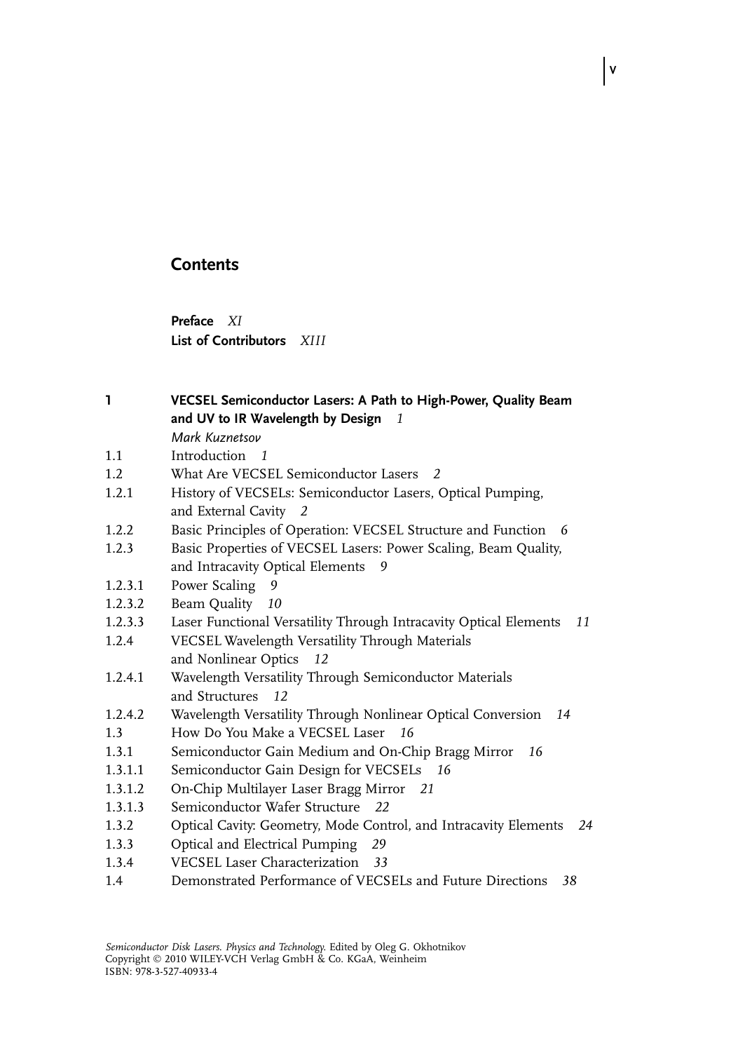# Contents

**Preface** *XI*
**List of Contributors** *XIII*

**1 VECSEL Semiconductor Lasers: A Path to High-Power, Quality Beam and UV to IR Wavelength by Design** *1*
*Mark Kuznetsov*

1.1 Introduction *1*
1.2 What Are VECSEL Semiconductor Lasers *2*
1.2.1 History of VECSELs: Semiconductor Lasers, Optical Pumping, and External Cavity *2*
1.2.2 Basic Principles of Operation: VECSEL Structure and Function *6*
1.2.3 Basic Properties of VECSEL Lasers: Power Scaling, Beam Quality, and Intracavity Optical Elements *9*
1.2.3.1 Power Scaling *9*
1.2.3.2 Beam Quality *10*
1.2.3.3 Laser Functional Versatility Through Intracavity Optical Elements *11*
1.2.4 VECSEL Wavelength Versatility Through Materials and Nonlinear Optics *12*
1.2.4.1 Wavelength Versatility Through Semiconductor Materials and Structures *12*
1.2.4.2 Wavelength Versatility Through Nonlinear Optical Conversion *14*
1.3 How Do You Make a VECSEL Laser *16*
1.3.1 Semiconductor Gain Medium and On-Chip Bragg Mirror *16*
1.3.1.1 Semiconductor Gain Design for VECSELs *16*
1.3.1.2 On-Chip Multilayer Laser Bragg Mirror *21*
1.3.1.3 Semiconductor Wafer Structure *22*
1.3.2 Optical Cavity: Geometry, Mode Control, and Intracavity Elements *24*
1.3.3 Optical and Electrical Pumping *29*
1.3.4 VECSEL Laser Characterization *33*
1.4 Demonstrated Performance of VECSELs and Future Directions *38*

*Semiconductor Disk Lasers. Physics and Technology.* Edited by Oleg G. Okhotnikov
Copyright © 2010 WILEY-VCH Verlag GmbH & Co. KGaA, Weinheim
ISBN: 978-3-527-40933-4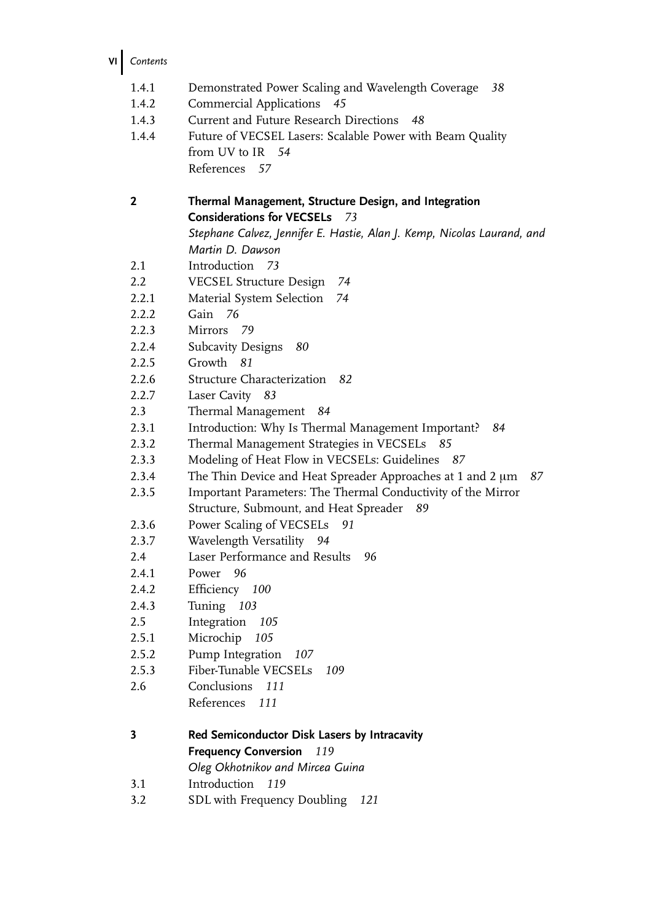1.4.1 Demonstrated Power Scaling and Wavelength Coverage *38*
1.4.2 Commercial Applications *45*
1.4.3 Current and Future Research Directions *48*
1.4.4 Future of VECSEL Lasers: Scalable Power with Beam Quality from UV to IR *54*
References *57*

**2 Thermal Management, Structure Design, and Integration Considerations for VECSELs** *73*
*Stephane Calvez, Jennifer E. Hastie, Alan J. Kemp, Nicolas Laurand, and Martin D. Dawson*
2.1 Introduction *73*
2.2 VECSEL Structure Design *74*
2.2.1 Material System Selection *74*
2.2.2 Gain *76*
2.2.3 Mirrors *79*
2.2.4 Subcavity Designs *80*
2.2.5 Growth *81*
2.2.6 Structure Characterization *82*
2.2.7 Laser Cavity *83*
2.3 Thermal Management *84*
2.3.1 Introduction: Why Is Thermal Management Important? *84*
2.3.2 Thermal Management Strategies in VECSELs *85*
2.3.3 Modeling of Heat Flow in VECSELs: Guidelines *87*
2.3.4 The Thin Device and Heat Spreader Approaches at 1 and 2 μm *87*
2.3.5 Important Parameters: The Thermal Conductivity of the Mirror Structure, Submount, and Heat Spreader *89*
2.3.6 Power Scaling of VECSELs *91*
2.3.7 Wavelength Versatility *94*
2.4 Laser Performance and Results *96*
2.4.1 Power *96*
2.4.2 Efficiency *100*
2.4.3 Tuning *103*
2.5 Integration *105*
2.5.1 Microchip *105*
2.5.2 Pump Integration *107*
2.5.3 Fiber-Tunable VECSELs *109*
2.6 Conclusions *111*
References *111*

**3 Red Semiconductor Disk Lasers by Intracavity Frequency Conversion** *119*
*Oleg Okhotnikov and Mircea Guina*
3.1 Introduction *119*
3.2 SDL with Frequency Doubling *121*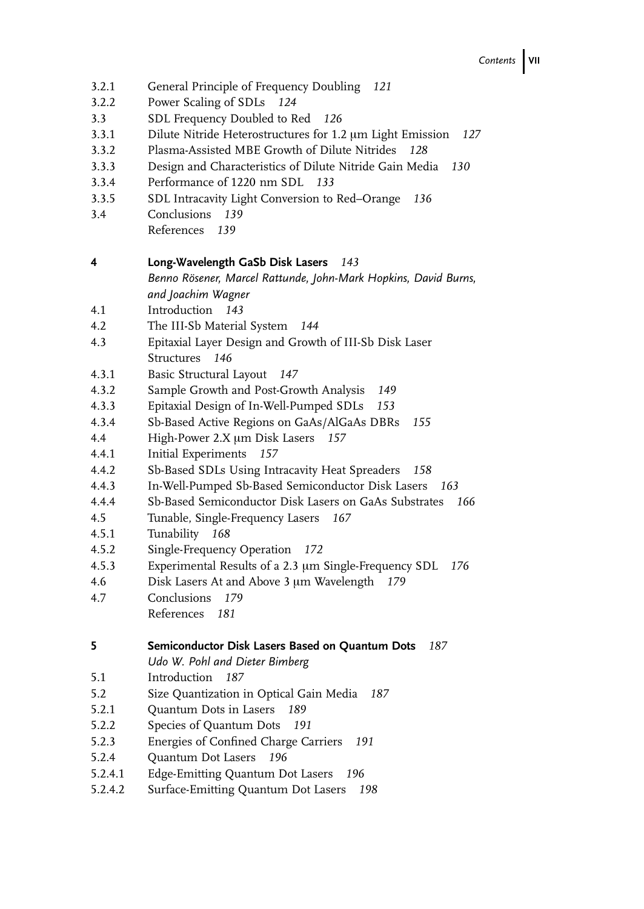3.2.1 General Principle of Frequency Doubling *121*
3.2.2 Power Scaling of SDLs *124*
3.3 SDL Frequency Doubled to Red *126*
3.3.1 Dilute Nitride Heterostructures for 1.2 μm Light Emission *127*
3.3.2 Plasma-Assisted MBE Growth of Dilute Nitrides *128*
3.3.3 Design and Characteristics of Dilute Nitride Gain Media *130*
3.3.4 Performance of 1220 nm SDL *133*
3.3.5 SDL Intracavity Light Conversion to Red–Orange *136*
3.4 Conclusions *139*
References *139*

**4 Long-Wavelength GaSb Disk Lasers** *143*
*Benno Rösener, Marcel Rattunde, John-Mark Hopkins, David Burns, and Joachim Wagner*

4.1 Introduction *143*
4.2 The III-Sb Material System *144*
4.3 Epitaxial Layer Design and Growth of III-Sb Disk Laser Structures *146*
4.3.1 Basic Structural Layout *147*
4.3.2 Sample Growth and Post-Growth Analysis *149*
4.3.3 Epitaxial Design of In-Well-Pumped SDLs *153*
4.3.4 Sb-Based Active Regions on GaAs/AlGaAs DBRs *155*
4.4 High-Power 2.X μm Disk Lasers *157*
4.4.1 Initial Experiments *157*
4.4.2 Sb-Based SDLs Using Intracavity Heat Spreaders *158*
4.4.3 In-Well-Pumped Sb-Based Semiconductor Disk Lasers *163*
4.4.4 Sb-Based Semiconductor Disk Lasers on GaAs Substrates *166*
4.5 Tunable, Single-Frequency Lasers *167*
4.5.1 Tunability *168*
4.5.2 Single-Frequency Operation *172*
4.5.3 Experimental Results of a 2.3 μm Single-Frequency SDL *176*
4.6 Disk Lasers At and Above 3 μm Wavelength *179*
4.7 Conclusions *179*
References *181*

**5 Semiconductor Disk Lasers Based on Quantum Dots** *187*
*Udo W. Pohl and Dieter Bimberg*

5.1 Introduction *187*
5.2 Size Quantization in Optical Gain Media *187*
5.2.1 Quantum Dots in Lasers *189*
5.2.2 Species of Quantum Dots *191*
5.2.3 Energies of Confined Charge Carriers *191*
5.2.4 Quantum Dot Lasers *196*
5.2.4.1 Edge-Emitting Quantum Dot Lasers *196*
5.2.4.2 Surface-Emitting Quantum Dot Lasers *198*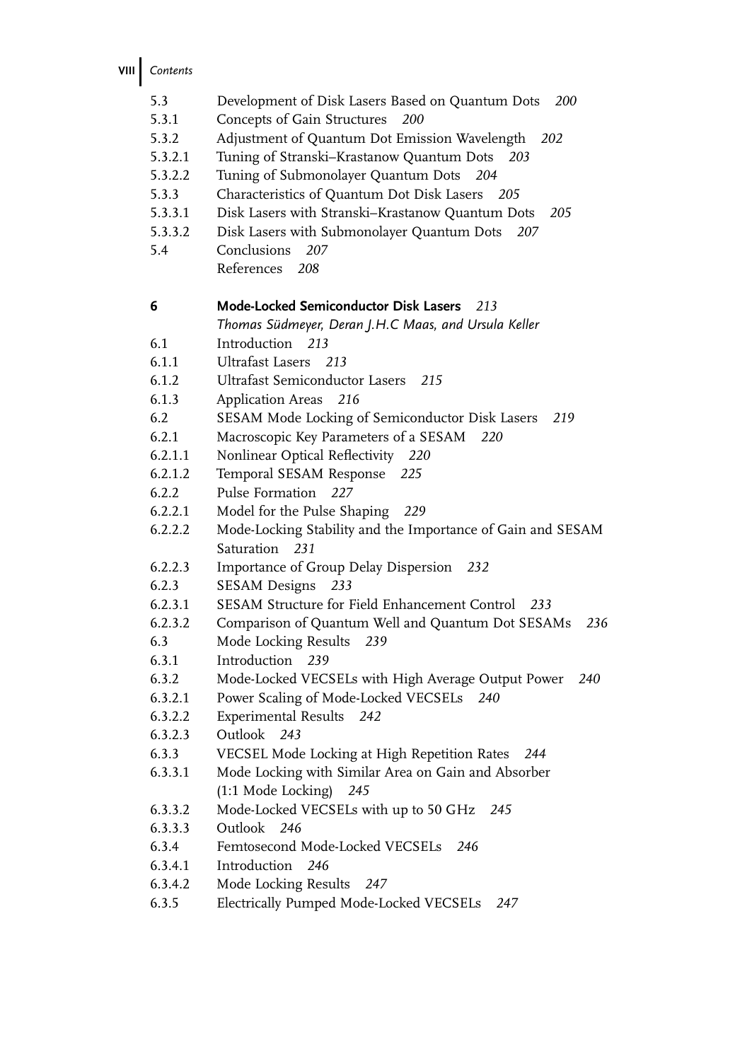| | | |
|---|---|---|
| 5.3 | Development of Disk Lasers Based on Quantum Dots | *200* |
| 5.3.1 | Concepts of Gain Structures | *200* |
| 5.3.2 | Adjustment of Quantum Dot Emission Wavelength | *202* |
| 5.3.2.1 | Tuning of Stranski–Krastanow Quantum Dots | *203* |
| 5.3.2.2 | Tuning of Submonolayer Quantum Dots | *204* |
| 5.3.3 | Characteristics of Quantum Dot Disk Lasers | *205* |
| 5.3.3.1 | Disk Lasers with Stranski–Krastanow Quantum Dots | *205* |
| 5.3.3.2 | Disk Lasers with Submonolayer Quantum Dots | *207* |
| 5.4 | Conclusions | *207* |
| | References | *208* |

| | | |
|---|---|---|
| **6** | **Mode-Locked Semiconductor Disk Lasers** | *213* |
| | *Thomas Südmeyer, Deran J.H.C Maas, and Ursula Keller* | |
| 6.1 | Introduction | *213* |
| 6.1.1 | Ultrafast Lasers | *213* |
| 6.1.2 | Ultrafast Semiconductor Lasers | *215* |
| 6.1.3 | Application Areas | *216* |
| 6.2 | SESAM Mode Locking of Semiconductor Disk Lasers | *219* |
| 6.2.1 | Macroscopic Key Parameters of a SESAM | *220* |
| 6.2.1.1 | Nonlinear Optical Reflectivity | *220* |
| 6.2.1.2 | Temporal SESAM Response | *225* |
| 6.2.2 | Pulse Formation | *227* |
| 6.2.2.1 | Model for the Pulse Shaping | *229* |
| 6.2.2.2 | Mode-Locking Stability and the Importance of Gain and SESAM Saturation | *231* |
| 6.2.2.3 | Importance of Group Delay Dispersion | *232* |
| 6.2.3 | SESAM Designs | *233* |
| 6.2.3.1 | SESAM Structure for Field Enhancement Control | *233* |
| 6.2.3.2 | Comparison of Quantum Well and Quantum Dot SESAMs | *236* |
| 6.3 | Mode Locking Results | *239* |
| 6.3.1 | Introduction | *239* |
| 6.3.2 | Mode-Locked VECSELs with High Average Output Power | *240* |
| 6.3.2.1 | Power Scaling of Mode-Locked VECSELs | *240* |
| 6.3.2.2 | Experimental Results | *242* |
| 6.3.2.3 | Outlook | *243* |
| 6.3.3 | VECSEL Mode Locking at High Repetition Rates | *244* |
| 6.3.3.1 | Mode Locking with Similar Area on Gain and Absorber (1:1 Mode Locking) | *245* |
| 6.3.3.2 | Mode-Locked VECSELs with up to 50 GHz | *245* |
| 6.3.3.3 | Outlook | *246* |
| 6.3.4 | Femtosecond Mode-Locked VECSELs | *246* |
| 6.3.4.1 | Introduction | *246* |
| 6.3.4.2 | Mode Locking Results | *247* |
| 6.3.5 | Electrically Pumped Mode-Locked VECSELs | *247* |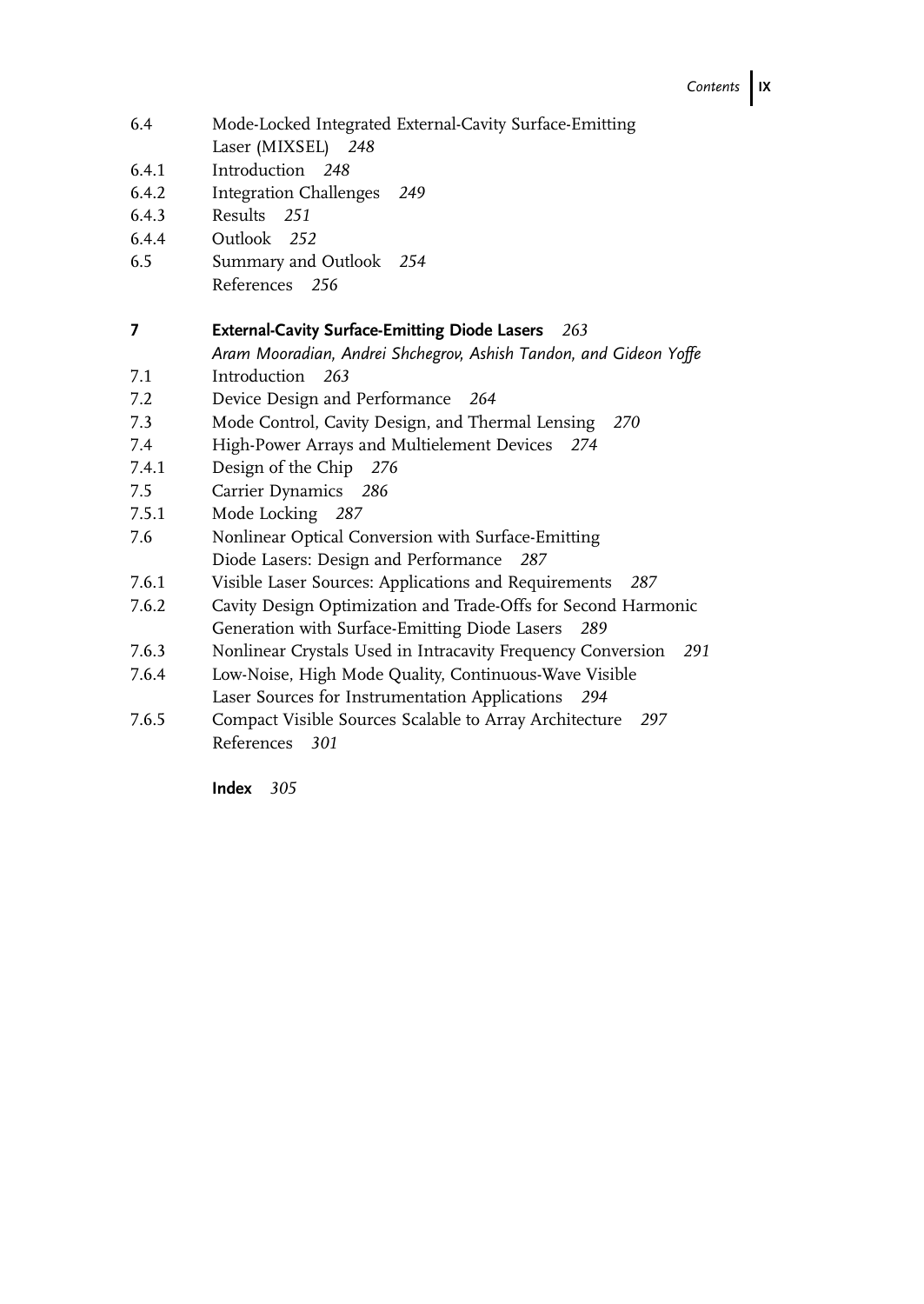6.4 Mode-Locked Integrated External-Cavity Surface-Emitting Laser (MIXSEL) *248*
6.4.1 Introduction *248*
6.4.2 Integration Challenges *249*
6.4.3 Results *251*
6.4.4 Outlook *252*
6.5 Summary and Outlook *254*
References *256*

**7 External-Cavity Surface-Emitting Diode Lasers** *263*
*Aram Mooradian, Andrei Shchegrov, Ashish Tandon, and Gideon Yoffe*
7.1 Introduction *263*
7.2 Device Design and Performance *264*
7.3 Mode Control, Cavity Design, and Thermal Lensing *270*
7.4 High-Power Arrays and Multielement Devices *274*
7.4.1 Design of the Chip *276*
7.5 Carrier Dynamics *286*
7.5.1 Mode Locking *287*
7.6 Nonlinear Optical Conversion with Surface-Emitting Diode Lasers: Design and Performance *287*
7.6.1 Visible Laser Sources: Applications and Requirements *287*
7.6.2 Cavity Design Optimization and Trade-Offs for Second Harmonic Generation with Surface-Emitting Diode Lasers *289*
7.6.3 Nonlinear Crystals Used in Intracavity Frequency Conversion *291*
7.6.4 Low-Noise, High Mode Quality, Continuous-Wave Visible Laser Sources for Instrumentation Applications *294*
7.6.5 Compact Visible Sources Scalable to Array Architecture *297*
References *301*

**Index** *305*